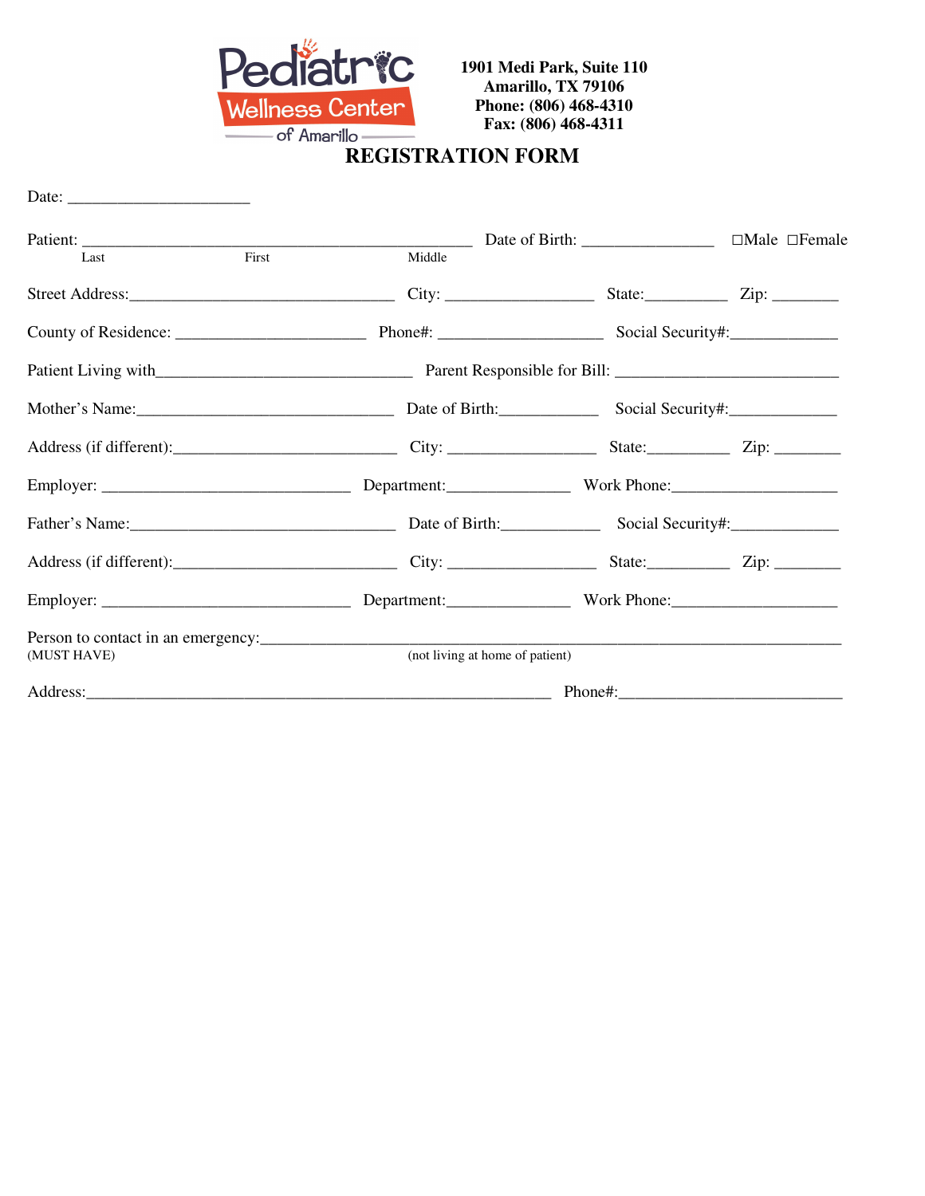Pediatric Wellness Center of Amarillo

**1901 Medi Park, Suite 110**
**Amarillo, TX 79106**
**Phone: (806) 468-4310**
**Fax: (806) 468-4311**

# REGISTRATION FORM

Date: ______________________

Patient: ________________________________________________ Date of Birth: ________________ ☐Male ☐Female
Last First Middle

Street Address:________________________________ City: __________________ State:__________ Zip: ________

County of Residence: _______________________ Phone#: ____________________ Social Security#:_____________

Patient Living with_______________________________ Parent Responsible for Bill: ___________________________

Mother's Name:_______________________________ Date of Birth:____________ Social Security#:_____________

Address (if different):___________________________ City: __________________ State:__________ Zip: ________

Employer: ______________________________ Department:_______________ Work Phone:____________________

Father's Name:________________________________ Date of Birth:____________ Social Security#:_____________

Address (if different):___________________________ City: __________________ State:__________ Zip: ________

Employer: ______________________________ Department:_______________ Work Phone:____________________

Person to contact in an emergency:__________________________________________________________________
(MUST HAVE) (not living at home of patient)

Address:_________________________________________________________ Phone#:___________________________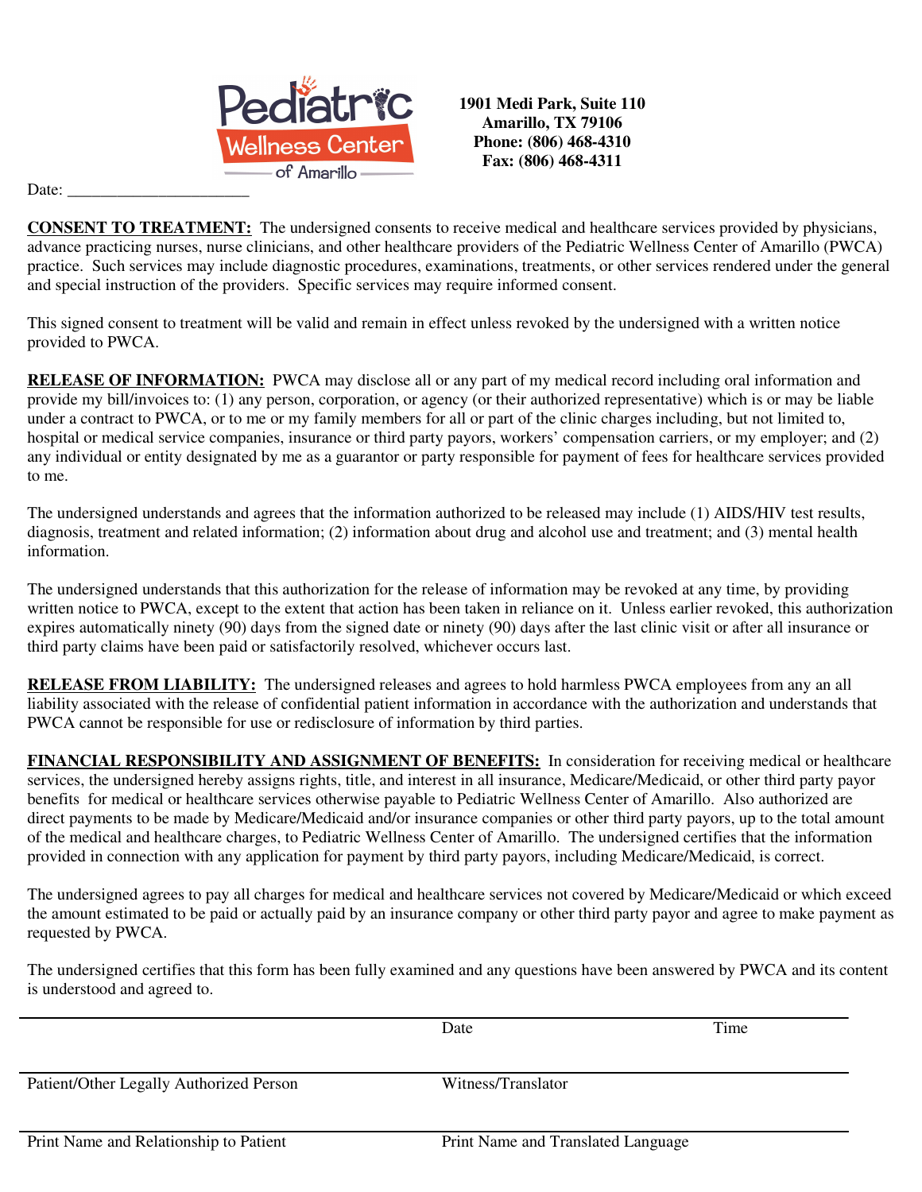Pediatric Wellness Center of Amarillo

**1901 Medi Park, Suite 110**
**Amarillo, TX 79106**
**Phone: (806) 468-4310**
**Fax: (806) 468-4311**

Date: ______________________

**CONSENT TO TREATMENT:** The undersigned consents to receive medical and healthcare services provided by physicians, advance practicing nurses, nurse clinicians, and other healthcare providers of the Pediatric Wellness Center of Amarillo (PWCA) practice. Such services may include diagnostic procedures, examinations, treatments, or other services rendered under the general and special instruction of the providers. Specific services may require informed consent.

This signed consent to treatment will be valid and remain in effect unless revoked by the undersigned with a written notice provided to PWCA.

**RELEASE OF INFORMATION:** PWCA may disclose all or any part of my medical record including oral information and provide my bill/invoices to: (1) any person, corporation, or agency (or their authorized representative) which is or may be liable under a contract to PWCA, or to me or my family members for all or part of the clinic charges including, but not limited to, hospital or medical service companies, insurance or third party payors, workers' compensation carriers, or my employer; and (2) any individual or entity designated by me as a guarantor or party responsible for payment of fees for healthcare services provided to me.

The undersigned understands and agrees that the information authorized to be released may include (1) AIDS/HIV test results, diagnosis, treatment and related information; (2) information about drug and alcohol use and treatment; and (3) mental health information.

The undersigned understands that this authorization for the release of information may be revoked at any time, by providing written notice to PWCA, except to the extent that action has been taken in reliance on it. Unless earlier revoked, this authorization expires automatically ninety (90) days from the signed date or ninety (90) days after the last clinic visit or after all insurance or third party claims have been paid or satisfactorily resolved, whichever occurs last.

**RELEASE FROM LIABILITY:** The undersigned releases and agrees to hold harmless PWCA employees from any an all liability associated with the release of confidential patient information in accordance with the authorization and understands that PWCA cannot be responsible for use or redisclosure of information by third parties.

**FINANCIAL RESPONSIBILITY AND ASSIGNMENT OF BENEFITS:** In consideration for receiving medical or healthcare services, the undersigned hereby assigns rights, title, and interest in all insurance, Medicare/Medicaid, or other third party payor benefits for medical or healthcare services otherwise payable to Pediatric Wellness Center of Amarillo. Also authorized are direct payments to be made by Medicare/Medicaid and/or insurance companies or other third party payors, up to the total amount of the medical and healthcare charges, to Pediatric Wellness Center of Amarillo. The undersigned certifies that the information provided in connection with any application for payment by third party payors, including Medicare/Medicaid, is correct.

The undersigned agrees to pay all charges for medical and healthcare services not covered by Medicare/Medicaid or which exceed the amount estimated to be paid or actually paid by an insurance company or other third party payor and agree to make payment as requested by PWCA.

The undersigned certifies that this form has been fully examined and any questions have been answered by PWCA and its content is understood and agreed to.

______________________________________ Date ______________ Time ______________

Patient/Other Legally Authorized Person ______________________________________

Witness/Translator ______________________________________

Print Name and Relationship to Patient ______________________________________

Print Name and Translated Language ______________________________________